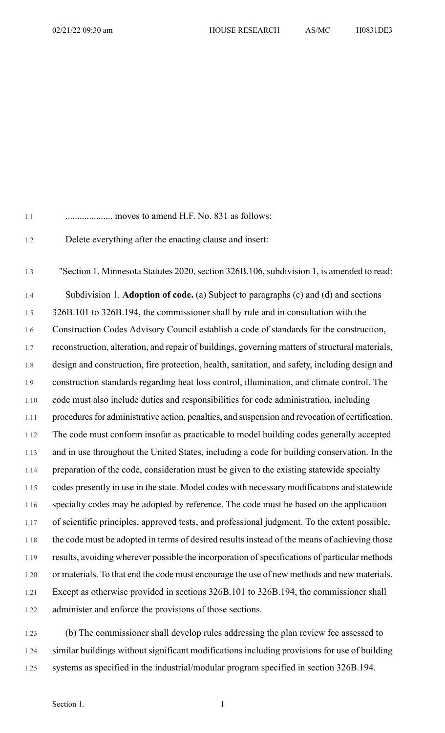.................... moves to amend H.F. No. 831 as follows:

Delete everything after the enacting clause and insert:

"Section 1. Minnesota Statutes 2020, section 326B.106, subdivision 1, is amended to read:

Subdivision 1. **Adoption of code.** (a) Subject to paragraphs (c) and (d) and sections 326B.101 to 326B.194, the commissioner shall by rule and in consultation with the Construction Codes Advisory Council establish a code of standards for the construction, reconstruction, alteration, and repair of buildings, governing matters of structural materials, design and construction, fire protection, health, sanitation, and safety, including design and construction standards regarding heat loss control, illumination, and climate control. The code must also include duties and responsibilities for code administration, including procedures for administrative action, penalties, and suspension and revocation of certification. The code must conform insofar as practicable to model building codes generally accepted and in use throughout the United States, including a code for building conservation. In the preparation of the code, consideration must be given to the existing statewide specialty codes presently in use in the state. Model codes with necessary modifications and statewide specialty codes may be adopted by reference. The code must be based on the application of scientific principles, approved tests, and professional judgment. To the extent possible, the code must be adopted in terms of desired results instead of the means of achieving those results, avoiding wherever possible the incorporation of specifications of particular methods or materials. To that end the code must encourage the use of new methods and new materials. Except as otherwise provided in sections 326B.101 to 326B.194, the commissioner shall administer and enforce the provisions of those sections.

(b) The commissioner shall develop rules addressing the plan review fee assessed to similar buildings without significant modifications including provisions for use of building systems as specified in the industrial/modular program specified in section 326B.194.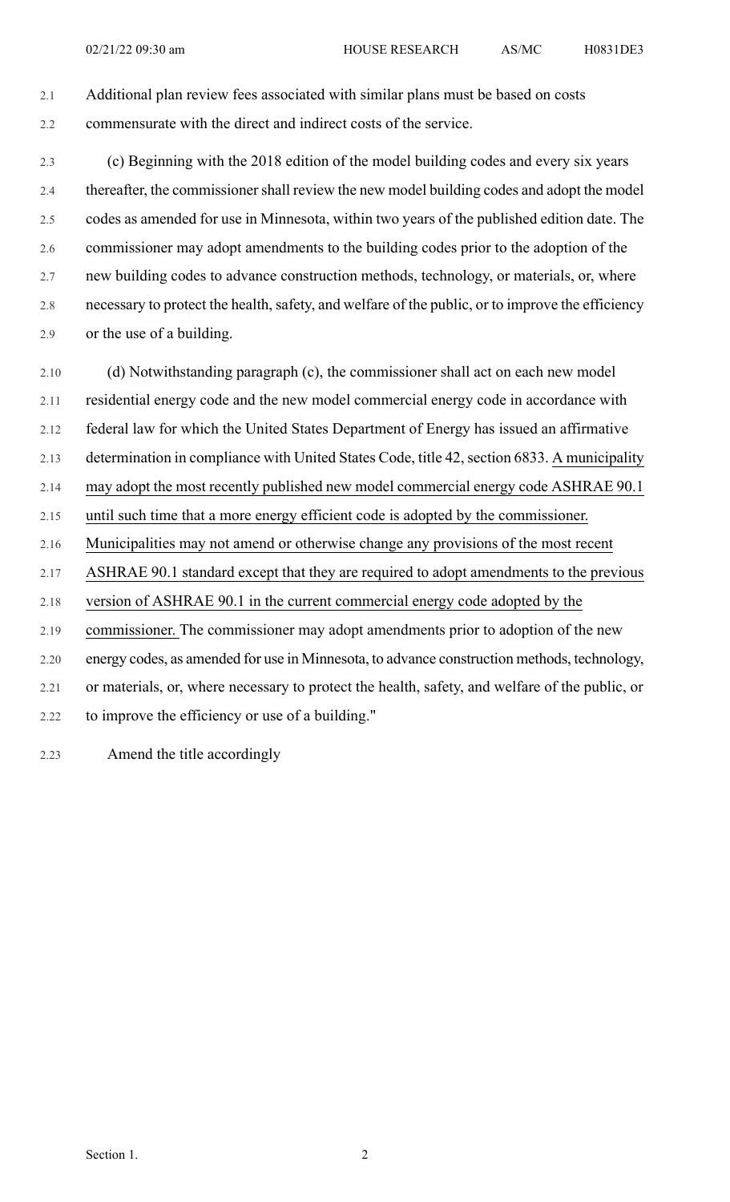Additional plan review fees associated with similar plans must be based on costs commensurate with the direct and indirect costs of the service.

(c) Beginning with the 2018 edition of the model building codes and every six years thereafter, the commissioner shall review the new model building codes and adopt the model codes as amended for use in Minnesota, within two years of the published edition date. The commissioner may adopt amendments to the building codes prior to the adoption of the new building codes to advance construction methods, technology, or materials, or, where necessary to protect the health, safety, and welfare of the public, or to improve the efficiency or the use of a building.

(d) Notwithstanding paragraph (c), the commissioner shall act on each new model residential energy code and the new model commercial energy code in accordance with federal law for which the United States Department of Energy has issued an affirmative determination in compliance with United States Code, title 42, section 6833. A municipality may adopt the most recently published new model commercial energy code ASHRAE 90.1 until such time that a more energy efficient code is adopted by the commissioner. Municipalities may not amend or otherwise change any provisions of the most recent ASHRAE 90.1 standard except that they are required to adopt amendments to the previous version of ASHRAE 90.1 in the current commercial energy code adopted by the commissioner. The commissioner may adopt amendments prior to adoption of the new energy codes, as amended for use in Minnesota, to advance construction methods, technology, or materials, or, where necessary to protect the health, safety, and welfare of the public, or to improve the efficiency or use of a building."

Amend the title accordingly